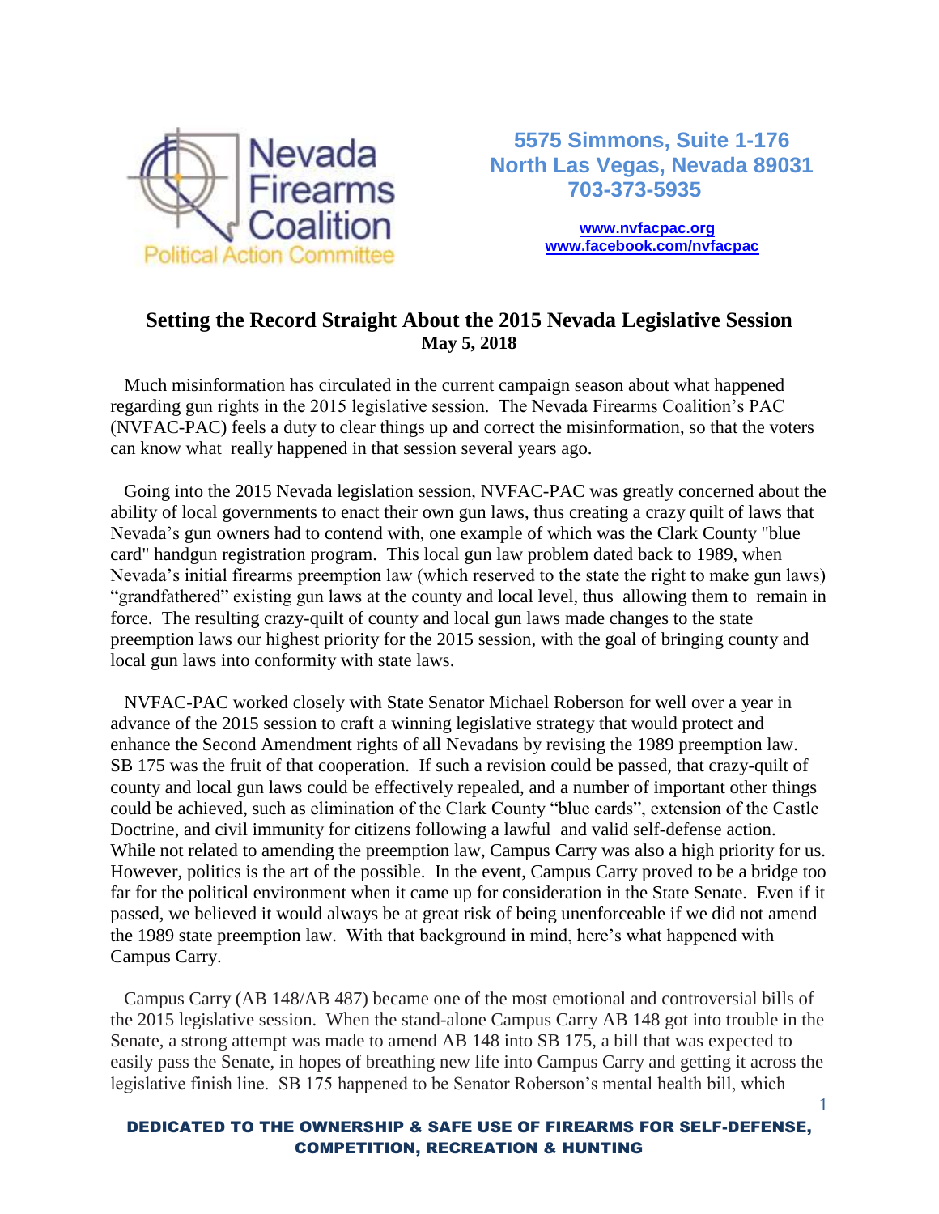**Nevada Firearms Coalition**
Political Action Committee

**5575 Simmons, Suite 1-176**
**North Las Vegas, Nevada 89031**
**703-373-5935**

**www.nvfacpac.org**
**www.facebook.com/nvfacpac**

# Setting the Record Straight About the 2015 Nevada Legislative Session

**May 5, 2018**

Much misinformation has circulated in the current campaign season about what happened regarding gun rights in the 2015 legislative session. The Nevada Firearms Coalition's PAC (NVFAC-PAC) feels a duty to clear things up and correct the misinformation, so that the voters can know what really happened in that session several years ago.

Going into the 2015 Nevada legislation session, NVFAC-PAC was greatly concerned about the ability of local governments to enact their own gun laws, thus creating a crazy quilt of laws that Nevada's gun owners had to contend with, one example of which was the Clark County "blue card" handgun registration program. This local gun law problem dated back to 1989, when Nevada's initial firearms preemption law (which reserved to the state the right to make gun laws) "grandfathered" existing gun laws at the county and local level, thus allowing them to remain in force. The resulting crazy-quilt of county and local gun laws made changes to the state preemption laws our highest priority for the 2015 session, with the goal of bringing county and local gun laws into conformity with state laws.

NVFAC-PAC worked closely with State Senator Michael Roberson for well over a year in advance of the 2015 session to craft a winning legislative strategy that would protect and enhance the Second Amendment rights of all Nevadans by revising the 1989 preemption law. SB 175 was the fruit of that cooperation. If such a revision could be passed, that crazy-quilt of county and local gun laws could be effectively repealed, and a number of important other things could be achieved, such as elimination of the Clark County "blue cards", extension of the Castle Doctrine, and civil immunity for citizens following a lawful and valid self-defense action. While not related to amending the preemption law, Campus Carry was also a high priority for us. However, politics is the art of the possible. In the event, Campus Carry proved to be a bridge too far for the political environment when it came up for consideration in the State Senate. Even if it passed, we believed it would always be at great risk of being unenforceable if we did not amend the 1989 state preemption law. With that background in mind, here's what happened with Campus Carry.

Campus Carry (AB 148/AB 487) became one of the most emotional and controversial bills of the 2015 legislative session. When the stand-alone Campus Carry AB 148 got into trouble in the Senate, a strong attempt was made to amend AB 148 into SB 175, a bill that was expected to easily pass the Senate, in hopes of breathing new life into Campus Carry and getting it across the legislative finish line. SB 175 happened to be Senator Roberson's mental health bill, which

**DEDICATED TO THE OWNERSHIP & SAFE USE OF FIREARMS FOR SELF-DEFENSE, COMPETITION, RECREATION & HUNTING**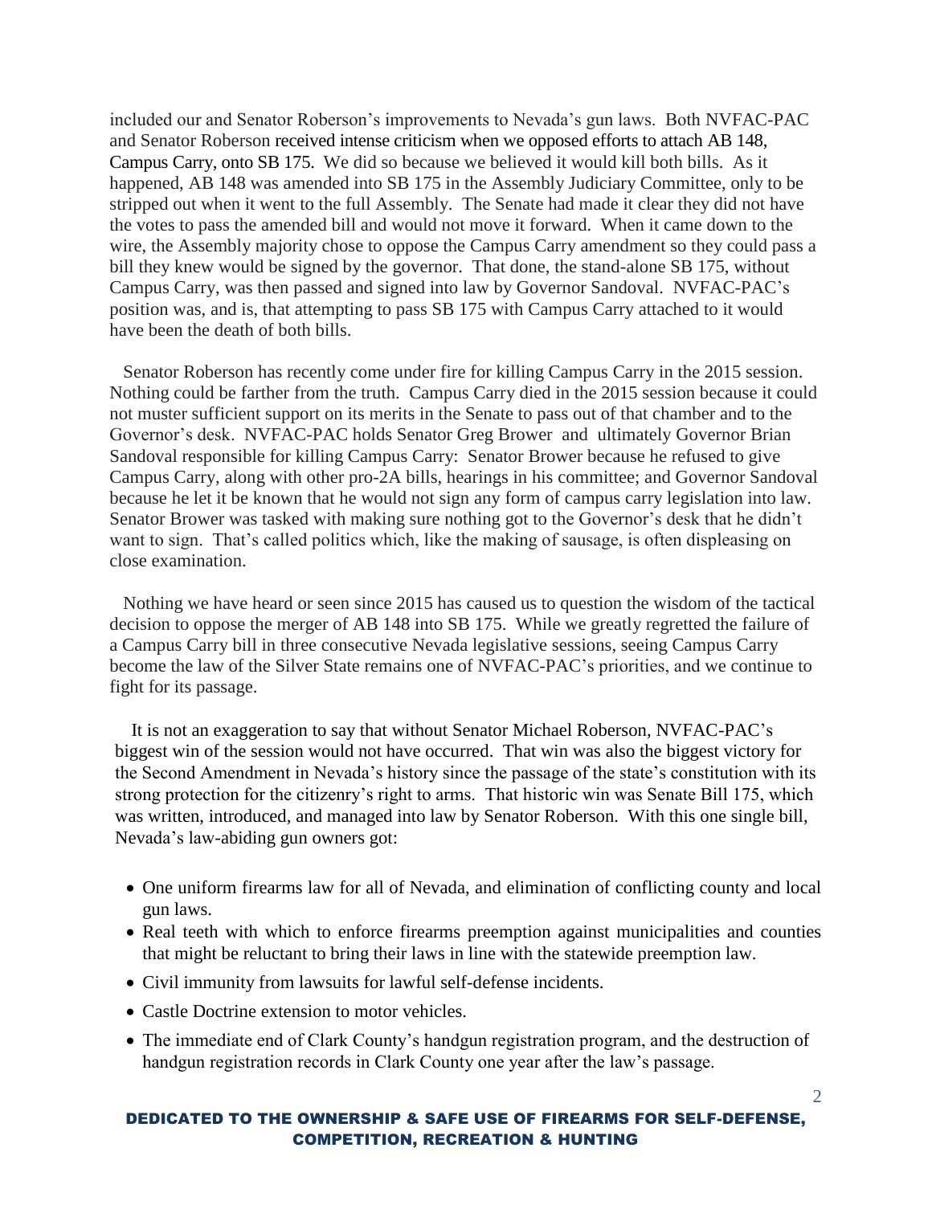included our and Senator Roberson's improvements to Nevada's gun laws. Both NVFAC-PAC and Senator Roberson received intense criticism when we opposed efforts to attach AB 148, Campus Carry, onto SB 175. We did so because we believed it would kill both bills. As it happened, AB 148 was amended into SB 175 in the Assembly Judiciary Committee, only to be stripped out when it went to the full Assembly. The Senate had made it clear they did not have the votes to pass the amended bill and would not move it forward. When it came down to the wire, the Assembly majority chose to oppose the Campus Carry amendment so they could pass a bill they knew would be signed by the governor. That done, the stand-alone SB 175, without Campus Carry, was then passed and signed into law by Governor Sandoval. NVFAC-PAC's position was, and is, that attempting to pass SB 175 with Campus Carry attached to it would have been the death of both bills.

Senator Roberson has recently come under fire for killing Campus Carry in the 2015 session. Nothing could be farther from the truth. Campus Carry died in the 2015 session because it could not muster sufficient support on its merits in the Senate to pass out of that chamber and to the Governor's desk. NVFAC-PAC holds Senator Greg Brower and ultimately Governor Brian Sandoval responsible for killing Campus Carry: Senator Brower because he refused to give Campus Carry, along with other pro-2A bills, hearings in his committee; and Governor Sandoval because he let it be known that he would not sign any form of campus carry legislation into law. Senator Brower was tasked with making sure nothing got to the Governor's desk that he didn't want to sign. That's called politics which, like the making of sausage, is often displeasing on close examination.

Nothing we have heard or seen since 2015 has caused us to question the wisdom of the tactical decision to oppose the merger of AB 148 into SB 175. While we greatly regretted the failure of a Campus Carry bill in three consecutive Nevada legislative sessions, seeing Campus Carry become the law of the Silver State remains one of NVFAC-PAC's priorities, and we continue to fight for its passage.

It is not an exaggeration to say that without Senator Michael Roberson, NVFAC-PAC's biggest win of the session would not have occurred. That win was also the biggest victory for the Second Amendment in Nevada's history since the passage of the state's constitution with its strong protection for the citizenry's right to arms. That historic win was Senate Bill 175, which was written, introduced, and managed into law by Senator Roberson. With this one single bill, Nevada's law-abiding gun owners got:

- One uniform firearms law for all of Nevada, and elimination of conflicting county and local gun laws.
- Real teeth with which to enforce firearms preemption against municipalities and counties that might be reluctant to bring their laws in line with the statewide preemption law.
- Civil immunity from lawsuits for lawful self-defense incidents.
- Castle Doctrine extension to motor vehicles.
- The immediate end of Clark County's handgun registration program, and the destruction of handgun registration records in Clark County one year after the law's passage.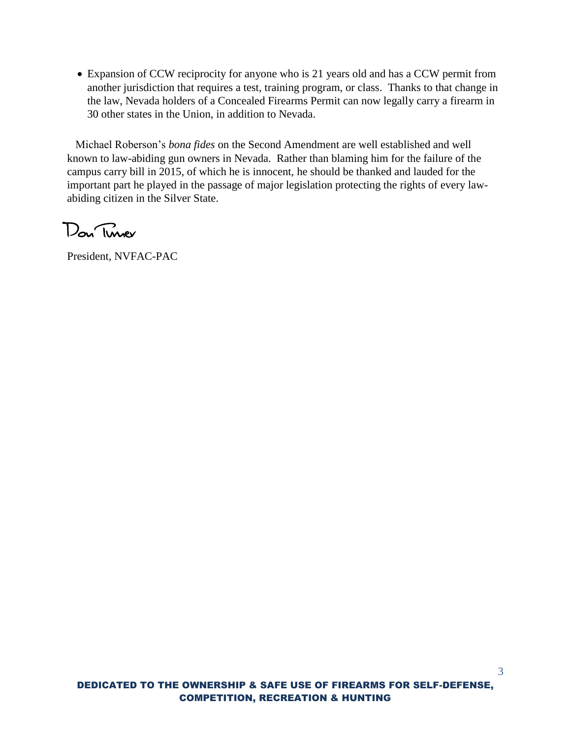- Expansion of CCW reciprocity for anyone who is 21 years old and has a CCW permit from another jurisdiction that requires a test, training program, or class. Thanks to that change in the law, Nevada holders of a Concealed Firearms Permit can now legally carry a firearm in 30 other states in the Union, in addition to Nevada.

Michael Roberson's *bona fides* on the Second Amendment are well established and well known to law-abiding gun owners in Nevada. Rather than blaming him for the failure of the campus carry bill in 2015, of which he is innocent, he should be thanked and lauded for the important part he played in the passage of major legislation protecting the rights of every law-abiding citizen in the Silver State.

Don Turner

President, NVFAC-PAC

**DEDICATED TO THE OWNERSHIP & SAFE USE OF FIREARMS FOR SELF-DEFENSE, COMPETITION, RECREATION & HUNTING**